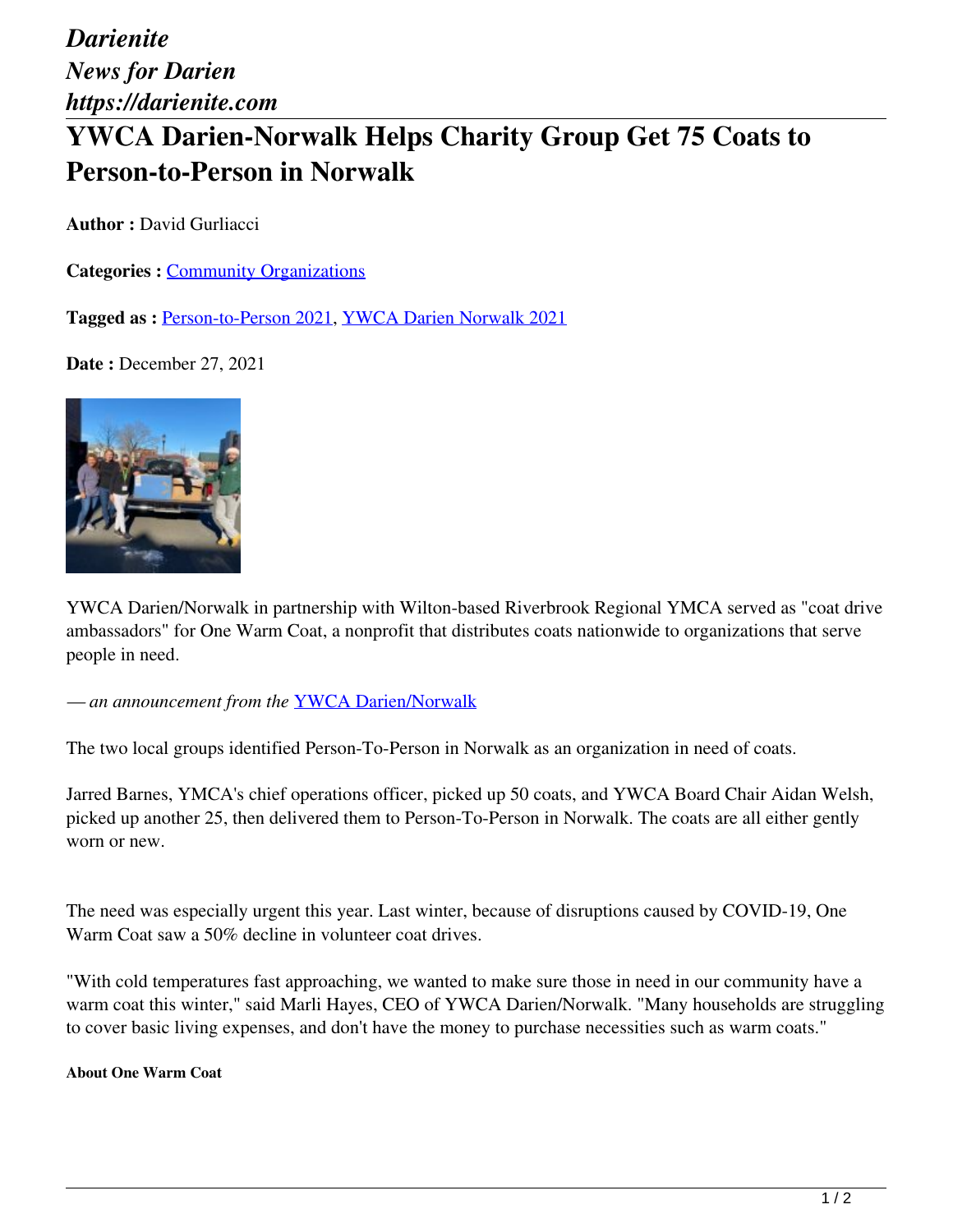*Darienite*
*News for Darien*
*https://darienite.com*

# YWCA Darien-Norwalk Helps Charity Group Get 75 Coats to Person-to-Person in Norwalk

**Author :** David Gurliacci

**Categories :** Community Organizations

**Tagged as :** Person-to-Person 2021, YWCA Darien Norwalk 2021

**Date :** December 27, 2021

YWCA Darien/Norwalk in partnership with Wilton-based Riverbrook Regional YMCA served as "coat drive ambassadors" for One Warm Coat, a nonprofit that distributes coats nationwide to organizations that serve people in need.

*— an announcement from the* YWCA Darien/Norwalk

The two local groups identified Person-To-Person in Norwalk as an organization in need of coats.

Jarred Barnes, YMCA's chief operations officer, picked up 50 coats, and YWCA Board Chair Aidan Welsh, picked up another 25, then delivered them to Person-To-Person in Norwalk. The coats are all either gently worn or new.

The need was especially urgent this year. Last winter, because of disruptions caused by COVID-19, One Warm Coat saw a 50% decline in volunteer coat drives.

"With cold temperatures fast approaching, we wanted to make sure those in need in our community have a warm coat this winter," said Marli Hayes, CEO of YWCA Darien/Norwalk. "Many households are struggling to cover basic living expenses, and don't have the money to purchase necessities such as warm coats."

**About One Warm Coat**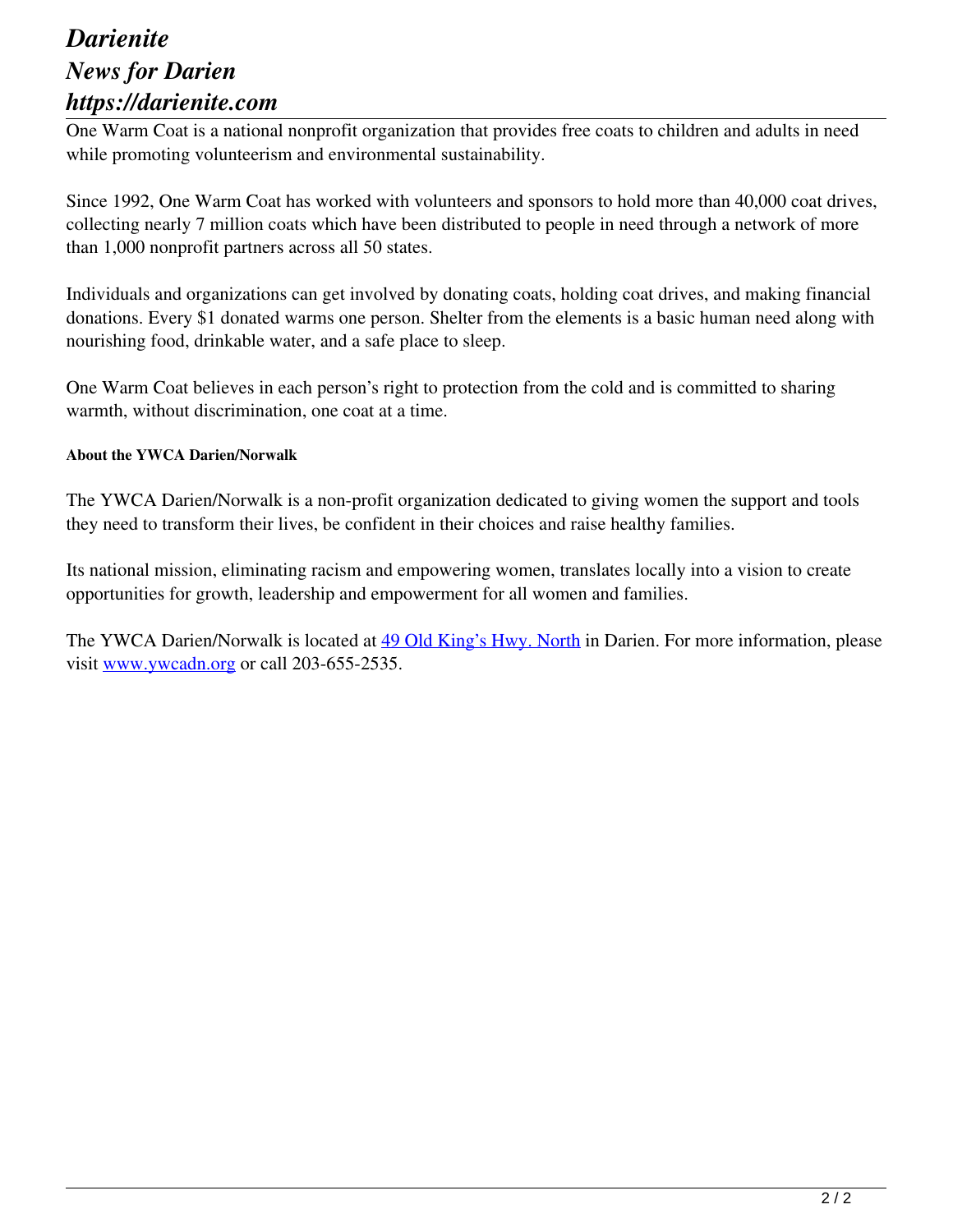One Warm Coat is a national nonprofit organization that provides free coats to children and adults in need while promoting volunteerism and environmental sustainability.

Since 1992, One Warm Coat has worked with volunteers and sponsors to hold more than 40,000 coat drives, collecting nearly 7 million coats which have been distributed to people in need through a network of more than 1,000 nonprofit partners across all 50 states.

Individuals and organizations can get involved by donating coats, holding coat drives, and making financial donations. Every $1 donated warms one person. Shelter from the elements is a basic human need along with nourishing food, drinkable water, and a safe place to sleep.

One Warm Coat believes in each person's right to protection from the cold and is committed to sharing warmth, without discrimination, one coat at a time.

#### About the YWCA Darien/Norwalk

The YWCA Darien/Norwalk is a non-profit organization dedicated to giving women the support and tools they need to transform their lives, be confident in their choices and raise healthy families.

Its national mission, eliminating racism and empowering women, translates locally into a vision to create opportunities for growth, leadership and empowerment for all women and families.

The YWCA Darien/Norwalk is located at 49 Old King's Hwy. North in Darien. For more information, please visit www.ywcadn.org or call 203-655-2535.